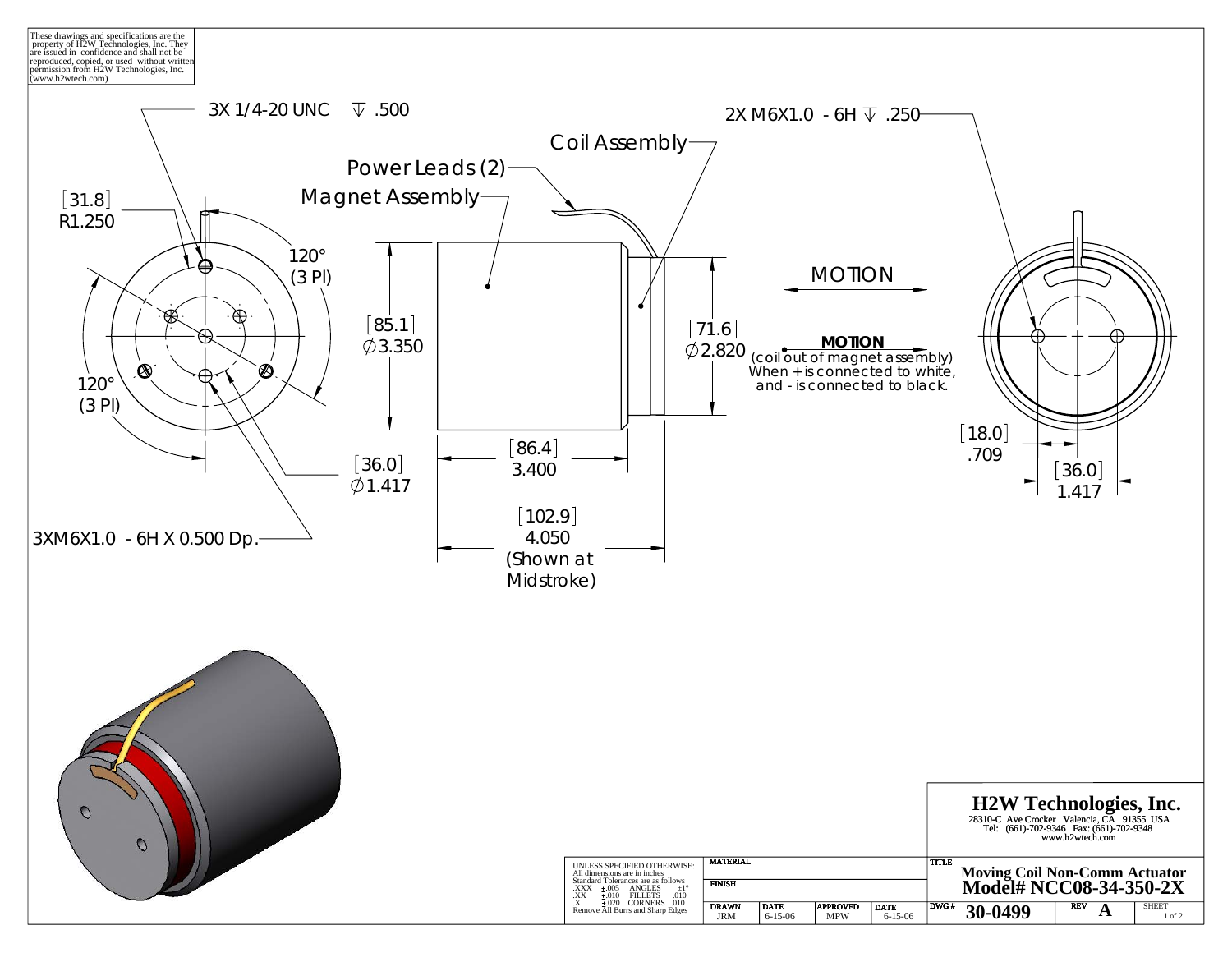These drawings and specifications are the property of H2W Technologies, Inc. They are issued in confidence and shall not be reproduced, copied, or used without written permission from H2W Technologies, Inc. (www.h2wtech.com)

3X 1/4-20 UNC ↧ .500

2X M6X1.0 - 6H ↧ .250

Coil Assembly

Power Leads (2)

Magnet Assembly

[31.8]
R1.250

120°
(3 Pl)

120°
(3 Pl)

[85.1]
∅3.350

[71.6]
∅2.820

MOTION

**MOTION**
(coil out of magnet assembly)
When + is connected to white, and - is connected to black.

[18.0]
.709

[36.0]
1.417

[86.4]
3.400

[36.0]
∅1.417

[102.9]
4.050
(Shown at Midstroke)

3XM6X1.0 - 6H X 0.500 Dp.

# H2W Technologies, Inc.

28310-C Ave Crocker Valencia, CA 91355 USA
Tel: (661)-702-9346 Fax: (661)-702-9348
www.h2wtech.com

UNLESS SPECIFIED OTHERWISE:
All dimensions are in inches
Standard Tolerances are as follows
.XXX ±.005 ANGLES ±1°
.XX ±.010 FILLETS .010
.X ±.020 CORNERS .010
Remove All Burrs and Sharp Edges

| MATERIAL | | | |
|---|---|---|---|
| FINISH | | | |
| DRAWN JRM | DATE 6-15-06 | APPROVED MPW | DATE 6-15-06 |

TITLE
**Moving Coil Non-Comm Actuator**
**Model# NCC08-34-350-2X**

| DWG # | REV | SHEET |
|---|---|---|
| 30-0499 | A | 1 of 2 |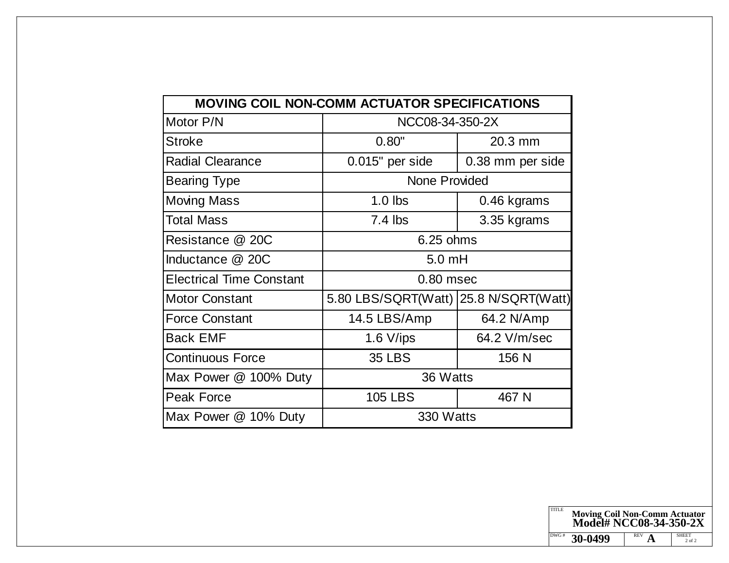| MOVING COIL NON-COMM ACTUATOR SPECIFICATIONS | | |
|---|---|---|
| Motor P/N | NCC08-34-350-2X | |
| Stroke | 0.80" | 20.3 mm |
| Radial Clearance | 0.015" per side | 0.38 mm per side |
| Bearing Type | None Provided | |
| Moving Mass | 1.0 lbs | 0.46 kgrams |
| Total Mass | 7.4 lbs | 3.35 kgrams |
| Resistance @ 20C | 6.25 ohms | |
| Inductance @ 20C | 5.0 mH | |
| Electrical Time Constant | 0.80 msec | |
| Motor Constant | 5.80 LBS/SQRT(Watt) | 25.8 N/SQRT(Watt) |
| Force Constant | 14.5 LBS/Amp | 64.2 N/Amp |
| Back EMF | 1.6 V/ips | 64.2 V/m/sec |
| Continuous Force | 35 LBS | 156 N |
| Max Power @ 100% Duty | 36 Watts | |
| Peak Force | 105 LBS | 467 N |
| Max Power @ 10% Duty | 330 Watts | |

| | | | |
|---|---|---|---|
| TITLE | Moving Coil Non-Comm Actuator<br>Model# NCC08-34-350-2X | | |
| DWG # 30-0499 | REV A | SHEET 2 of 2 | |